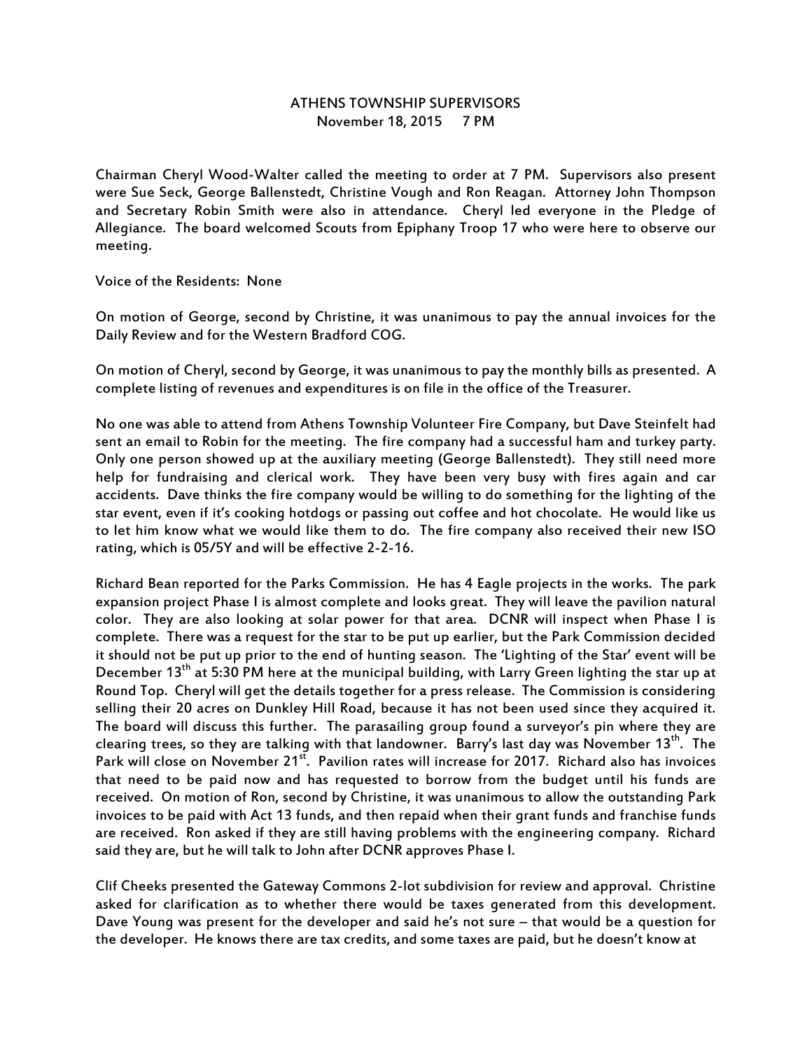# ATHENS TOWNSHIP SUPERVISORS
November 18, 2015 7 PM

Chairman Cheryl Wood-Walter called the meeting to order at 7 PM. Supervisors also present were Sue Seck, George Ballenstedt, Christine Vough and Ron Reagan. Attorney John Thompson and Secretary Robin Smith were also in attendance. Cheryl led everyone in the Pledge of Allegiance. The board welcomed Scouts from Epiphany Troop 17 who were here to observe our meeting.

Voice of the Residents: None

On motion of George, second by Christine, it was unanimous to pay the annual invoices for the Daily Review and for the Western Bradford COG.

On motion of Cheryl, second by George, it was unanimous to pay the monthly bills as presented. A complete listing of revenues and expenditures is on file in the office of the Treasurer.

No one was able to attend from Athens Township Volunteer Fire Company, but Dave Steinfelt had sent an email to Robin for the meeting. The fire company had a successful ham and turkey party. Only one person showed up at the auxiliary meeting (George Ballenstedt). They still need more help for fundraising and clerical work. They have been very busy with fires again and car accidents. Dave thinks the fire company would be willing to do something for the lighting of the star event, even if it's cooking hotdogs or passing out coffee and hot chocolate. He would like us to let him know what we would like them to do. The fire company also received their new ISO rating, which is 05/5Y and will be effective 2-2-16.

Richard Bean reported for the Parks Commission. He has 4 Eagle projects in the works. The park expansion project Phase I is almost complete and looks great. They will leave the pavilion natural color. They are also looking at solar power for that area. DCNR will inspect when Phase I is complete. There was a request for the star to be put up earlier, but the Park Commission decided it should not be put up prior to the end of hunting season. The 'Lighting of the Star' event will be December 13th at 5:30 PM here at the municipal building, with Larry Green lighting the star up at Round Top. Cheryl will get the details together for a press release. The Commission is considering selling their 20 acres on Dunkley Hill Road, because it has not been used since they acquired it. The board will discuss this further. The parasailing group found a surveyor's pin where they are clearing trees, so they are talking with that landowner. Barry's last day was November 13th. The Park will close on November 21st. Pavilion rates will increase for 2017. Richard also has invoices that need to be paid now and has requested to borrow from the budget until his funds are received. On motion of Ron, second by Christine, it was unanimous to allow the outstanding Park invoices to be paid with Act 13 funds, and then repaid when their grant funds and franchise funds are received. Ron asked if they are still having problems with the engineering company. Richard said they are, but he will talk to John after DCNR approves Phase I.

Clif Cheeks presented the Gateway Commons 2-lot subdivision for review and approval. Christine asked for clarification as to whether there would be taxes generated from this development. Dave Young was present for the developer and said he's not sure – that would be a question for the developer. He knows there are tax credits, and some taxes are paid, but he doesn't know at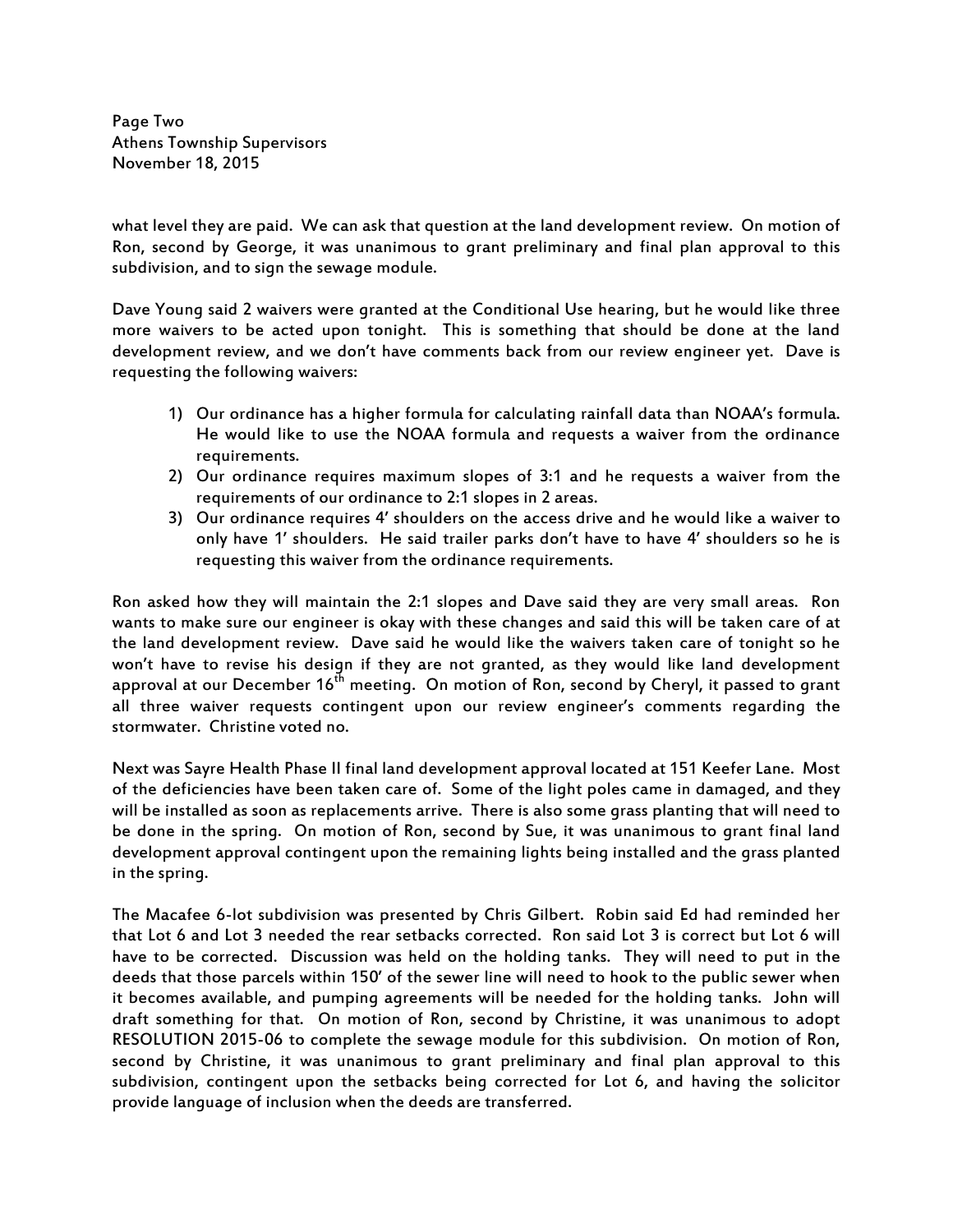what level they are paid. We can ask that question at the land development review. On motion of Ron, second by George, it was unanimous to grant preliminary and final plan approval to this subdivision, and to sign the sewage module.

Dave Young said 2 waivers were granted at the Conditional Use hearing, but he would like three more waivers to be acted upon tonight. This is something that should be done at the land development review, and we don't have comments back from our review engineer yet. Dave is requesting the following waivers:

1) Our ordinance has a higher formula for calculating rainfall data than NOAA's formula. He would like to use the NOAA formula and requests a waiver from the ordinance requirements.
2) Our ordinance requires maximum slopes of 3:1 and he requests a waiver from the requirements of our ordinance to 2:1 slopes in 2 areas.
3) Our ordinance requires 4' shoulders on the access drive and he would like a waiver to only have 1' shoulders. He said trailer parks don't have to have 4' shoulders so he is requesting this waiver from the ordinance requirements.

Ron asked how they will maintain the 2:1 slopes and Dave said they are very small areas. Ron wants to make sure our engineer is okay with these changes and said this will be taken care of at the land development review. Dave said he would like the waivers taken care of tonight so he won't have to revise his design if they are not granted, as they would like land development approval at our December 16th meeting. On motion of Ron, second by Cheryl, it passed to grant all three waiver requests contingent upon our review engineer's comments regarding the stormwater. Christine voted no.

Next was Sayre Health Phase II final land development approval located at 151 Keefer Lane. Most of the deficiencies have been taken care of. Some of the light poles came in damaged, and they will be installed as soon as replacements arrive. There is also some grass planting that will need to be done in the spring. On motion of Ron, second by Sue, it was unanimous to grant final land development approval contingent upon the remaining lights being installed and the grass planted in the spring.

The Macafee 6-lot subdivision was presented by Chris Gilbert. Robin said Ed had reminded her that Lot 6 and Lot 3 needed the rear setbacks corrected. Ron said Lot 3 is correct but Lot 6 will have to be corrected. Discussion was held on the holding tanks. They will need to put in the deeds that those parcels within 150' of the sewer line will need to hook to the public sewer when it becomes available, and pumping agreements will be needed for the holding tanks. John will draft something for that. On motion of Ron, second by Christine, it was unanimous to adopt RESOLUTION 2015-06 to complete the sewage module for this subdivision. On motion of Ron, second by Christine, it was unanimous to grant preliminary and final plan approval to this subdivision, contingent upon the setbacks being corrected for Lot 6, and having the solicitor provide language of inclusion when the deeds are transferred.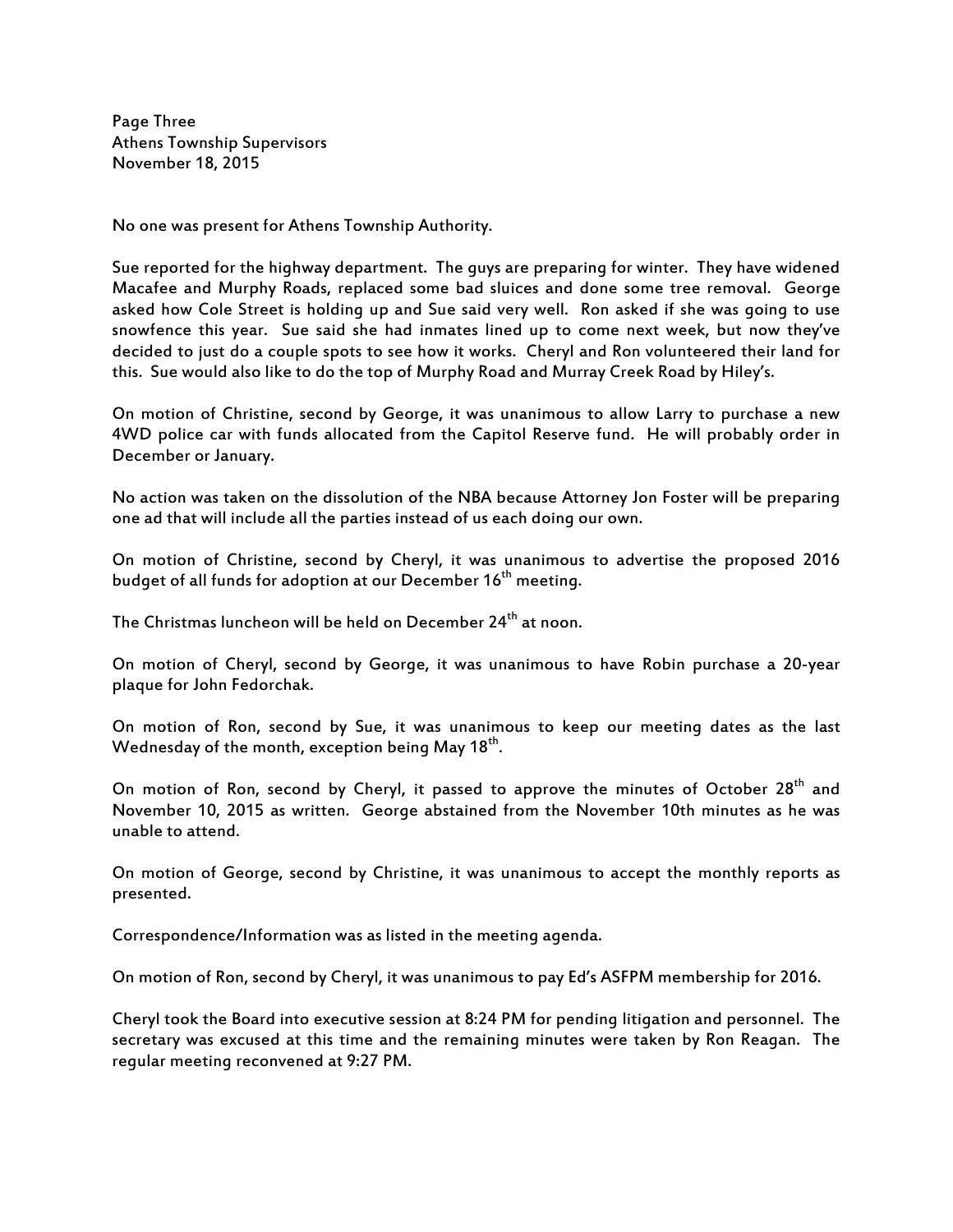Page Three
Athens Township Supervisors
November 18, 2015

No one was present for Athens Township Authority.

Sue reported for the highway department. The guys are preparing for winter. They have widened Macafee and Murphy Roads, replaced some bad sluices and done some tree removal. George asked how Cole Street is holding up and Sue said very well. Ron asked if she was going to use snowfence this year. Sue said she had inmates lined up to come next week, but now they've decided to just do a couple spots to see how it works. Cheryl and Ron volunteered their land for this. Sue would also like to do the top of Murphy Road and Murray Creek Road by Hiley's.

On motion of Christine, second by George, it was unanimous to allow Larry to purchase a new 4WD police car with funds allocated from the Capitol Reserve fund. He will probably order in December or January.

No action was taken on the dissolution of the NBA because Attorney Jon Foster will be preparing one ad that will include all the parties instead of us each doing our own.

On motion of Christine, second by Cheryl, it was unanimous to advertise the proposed 2016 budget of all funds for adoption at our December 16th meeting.

The Christmas luncheon will be held on December 24th at noon.

On motion of Cheryl, second by George, it was unanimous to have Robin purchase a 20-year plaque for John Fedorchak.

On motion of Ron, second by Sue, it was unanimous to keep our meeting dates as the last Wednesday of the month, exception being May 18th.

On motion of Ron, second by Cheryl, it passed to approve the minutes of October 28th and November 10, 2015 as written. George abstained from the November 10th minutes as he was unable to attend.

On motion of George, second by Christine, it was unanimous to accept the monthly reports as presented.

Correspondence/Information was as listed in the meeting agenda.

On motion of Ron, second by Cheryl, it was unanimous to pay Ed's ASFPM membership for 2016.

Cheryl took the Board into executive session at 8:24 PM for pending litigation and personnel. The secretary was excused at this time and the remaining minutes were taken by Ron Reagan. The regular meeting reconvened at 9:27 PM.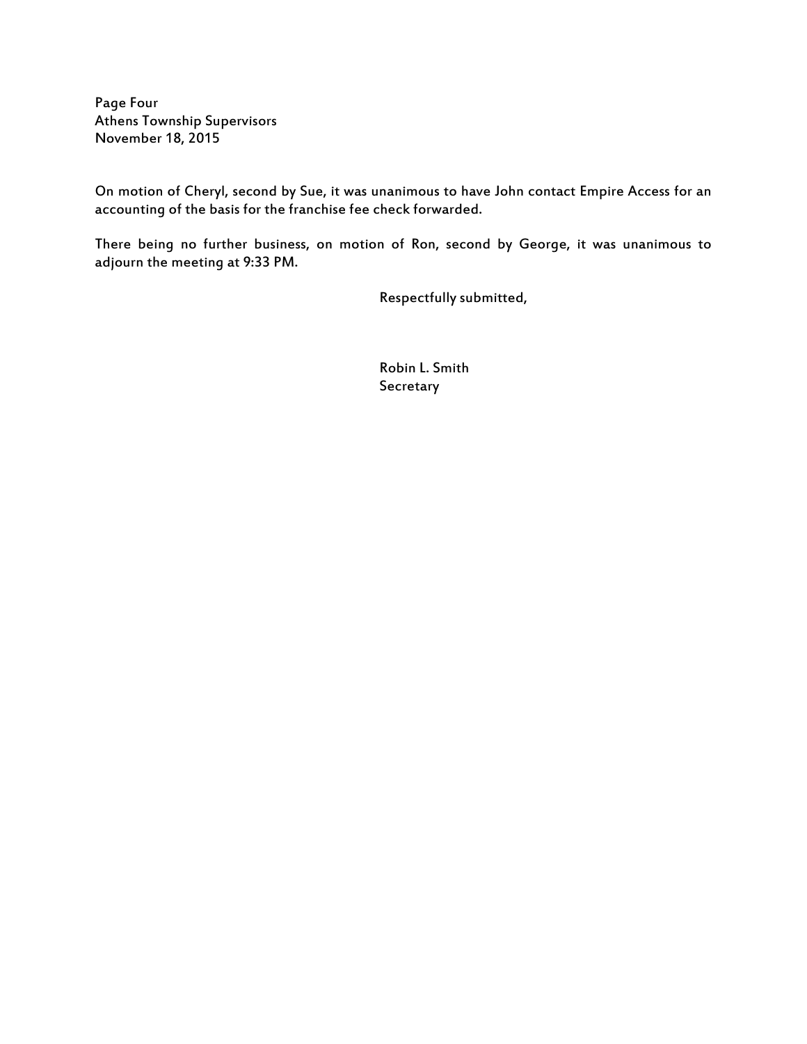On motion of Cheryl, second by Sue, it was unanimous to have John contact Empire Access for an accounting of the basis for the franchise fee check forwarded.

There being no further business, on motion of Ron, second by George, it was unanimous to adjourn the meeting at 9:33 PM.

Respectfully submitted,

Robin L. Smith
Secretary